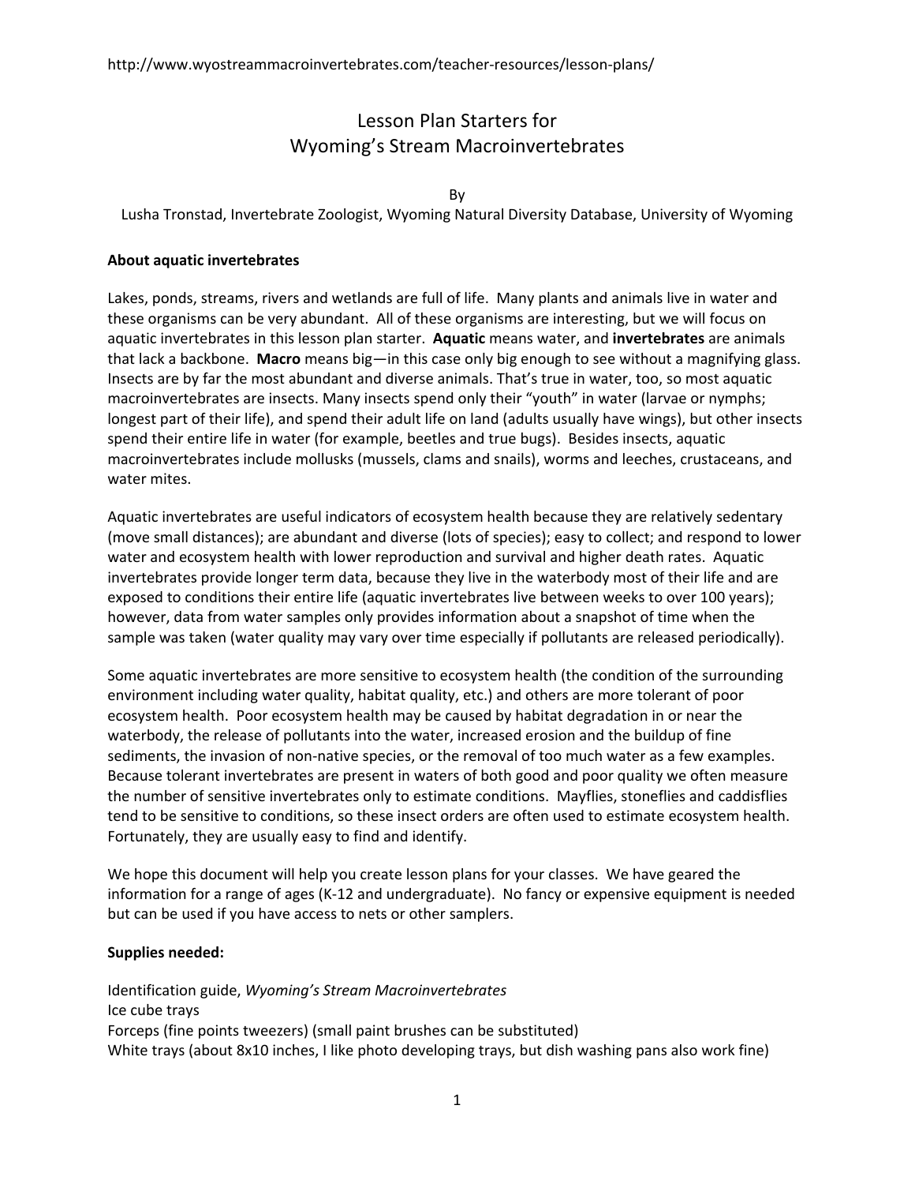http://www.wyostreammacroinvertebrates.com/teacher-resources/lesson-plans/

# Lesson Plan Starters for Wyoming's Stream Macroinvertebrates

By
Lusha Tronstad, Invertebrate Zoologist, Wyoming Natural Diversity Database, University of Wyoming

**About aquatic invertebrates**

Lakes, ponds, streams, rivers and wetlands are full of life. Many plants and animals live in water and these organisms can be very abundant. All of these organisms are interesting, but we will focus on aquatic invertebrates in this lesson plan starter. **Aquatic** means water, and **invertebrates** are animals that lack a backbone. **Macro** means big—in this case only big enough to see without a magnifying glass. Insects are by far the most abundant and diverse animals. That's true in water, too, so most aquatic macroinvertebrates are insects. Many insects spend only their "youth" in water (larvae or nymphs; longest part of their life), and spend their adult life on land (adults usually have wings), but other insects spend their entire life in water (for example, beetles and true bugs). Besides insects, aquatic macroinvertebrates include mollusks (mussels, clams and snails), worms and leeches, crustaceans, and water mites.

Aquatic invertebrates are useful indicators of ecosystem health because they are relatively sedentary (move small distances); are abundant and diverse (lots of species); easy to collect; and respond to lower water and ecosystem health with lower reproduction and survival and higher death rates. Aquatic invertebrates provide longer term data, because they live in the waterbody most of their life and are exposed to conditions their entire life (aquatic invertebrates live between weeks to over 100 years); however, data from water samples only provides information about a snapshot of time when the sample was taken (water quality may vary over time especially if pollutants are released periodically).

Some aquatic invertebrates are more sensitive to ecosystem health (the condition of the surrounding environment including water quality, habitat quality, etc.) and others are more tolerant of poor ecosystem health. Poor ecosystem health may be caused by habitat degradation in or near the waterbody, the release of pollutants into the water, increased erosion and the buildup of fine sediments, the invasion of non-native species, or the removal of too much water as a few examples. Because tolerant invertebrates are present in waters of both good and poor quality we often measure the number of sensitive invertebrates only to estimate conditions. Mayflies, stoneflies and caddisflies tend to be sensitive to conditions, so these insect orders are often used to estimate ecosystem health. Fortunately, they are usually easy to find and identify.

We hope this document will help you create lesson plans for your classes. We have geared the information for a range of ages (K-12 and undergraduate). No fancy or expensive equipment is needed but can be used if you have access to nets or other samplers.

**Supplies needed:**

Identification guide, *Wyoming's Stream Macroinvertebrates*
Ice cube trays
Forceps (fine points tweezers) (small paint brushes can be substituted)
White trays (about 8x10 inches, I like photo developing trays, but dish washing pans also work fine)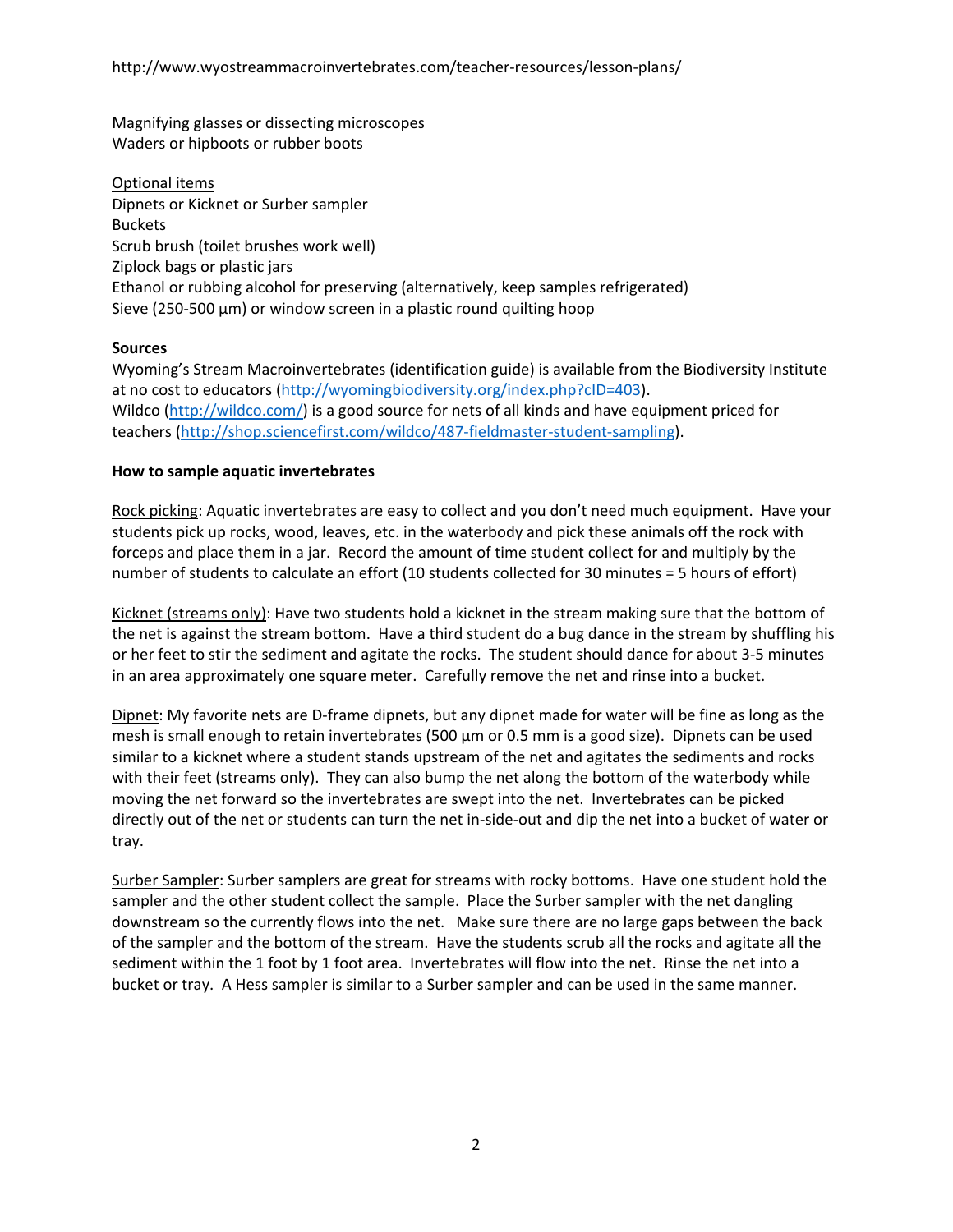http://www.wyostreammacroinvertebrates.com/teacher-resources/lesson-plans/

Magnifying glasses or dissecting microscopes
Waders or hipboots or rubber boots

Optional items
Dipnets or Kicknet or Surber sampler
Buckets
Scrub brush (toilet brushes work well)
Ziplock bags or plastic jars
Ethanol or rubbing alcohol for preserving (alternatively, keep samples refrigerated)
Sieve (250-500 µm) or window screen in a plastic round quilting hoop

**Sources**

Wyoming's Stream Macroinvertebrates (identification guide) is available from the Biodiversity Institute at no cost to educators (http://wyomingbiodiversity.org/index.php?cID=403).
Wildco (http://wildco.com/) is a good source for nets of all kinds and have equipment priced for teachers (http://shop.sciencefirst.com/wildco/487-fieldmaster-student-sampling).

**How to sample aquatic invertebrates**

Rock picking: Aquatic invertebrates are easy to collect and you don't need much equipment. Have your students pick up rocks, wood, leaves, etc. in the waterbody and pick these animals off the rock with forceps and place them in a jar. Record the amount of time student collect for and multiply by the number of students to calculate an effort (10 students collected for 30 minutes = 5 hours of effort)

Kicknet (streams only): Have two students hold a kicknet in the stream making sure that the bottom of the net is against the stream bottom. Have a third student do a bug dance in the stream by shuffling his or her feet to stir the sediment and agitate the rocks. The student should dance for about 3-5 minutes in an area approximately one square meter. Carefully remove the net and rinse into a bucket.

Dipnet: My favorite nets are D-frame dipnets, but any dipnet made for water will be fine as long as the mesh is small enough to retain invertebrates (500 µm or 0.5 mm is a good size). Dipnets can be used similar to a kicknet where a student stands upstream of the net and agitates the sediments and rocks with their feet (streams only). They can also bump the net along the bottom of the waterbody while moving the net forward so the invertebrates are swept into the net. Invertebrates can be picked directly out of the net or students can turn the net in-side-out and dip the net into a bucket of water or tray.

Surber Sampler: Surber samplers are great for streams with rocky bottoms. Have one student hold the sampler and the other student collect the sample. Place the Surber sampler with the net dangling downstream so the currently flows into the net. Make sure there are no large gaps between the back of the sampler and the bottom of the stream. Have the students scrub all the rocks and agitate all the sediment within the 1 foot by 1 foot area. Invertebrates will flow into the net. Rinse the net into a bucket or tray. A Hess sampler is similar to a Surber sampler and can be used in the same manner.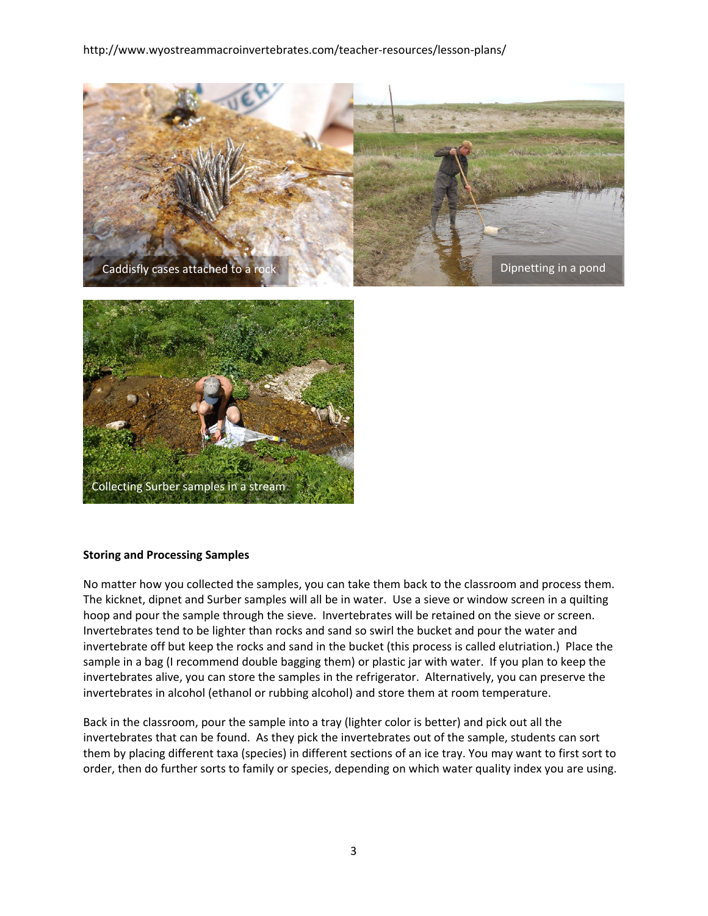http://www.wyostreammacroinvertebrates.com/teacher-resources/lesson-plans/

Caddisfly cases attached to a rock

Dipnetting in a pond

Collecting Surber samples in a stream

**Storing and Processing Samples**

No matter how you collected the samples, you can take them back to the classroom and process them. The kicknet, dipnet and Surber samples will all be in water. Use a sieve or window screen in a quilting hoop and pour the sample through the sieve. Invertebrates will be retained on the sieve or screen. Invertebrates tend to be lighter than rocks and sand so swirl the bucket and pour the water and invertebrate off but keep the rocks and sand in the bucket (this process is called elutriation.) Place the sample in a bag (I recommend double bagging them) or plastic jar with water. If you plan to keep the invertebrates alive, you can store the samples in the refrigerator. Alternatively, you can preserve the invertebrates in alcohol (ethanol or rubbing alcohol) and store them at room temperature.

Back in the classroom, pour the sample into a tray (lighter color is better) and pick out all the invertebrates that can be found. As they pick the invertebrates out of the sample, students can sort them by placing different taxa (species) in different sections of an ice tray. You may want to first sort to order, then do further sorts to family or species, depending on which water quality index you are using.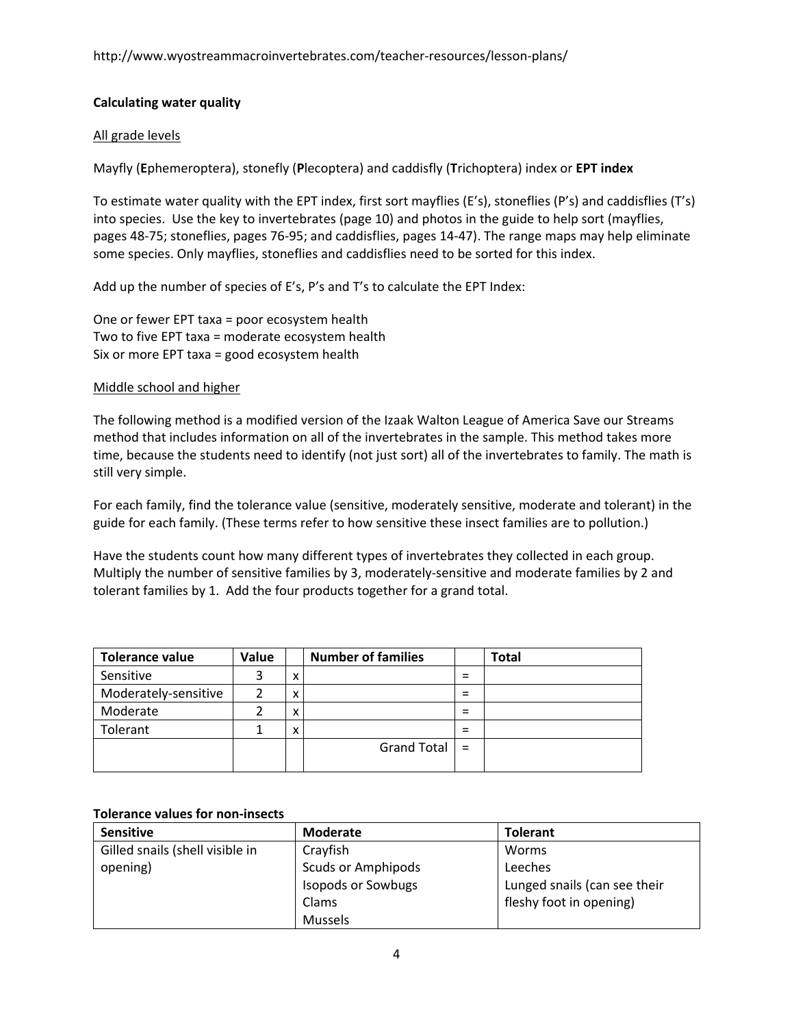http://www.wyostreammacroinvertebrates.com/teacher-resources/lesson-plans/

**Calculating water quality**

<u>All grade levels</u>

Mayfly (**E**phemeroptera), stonefly (**P**lecoptera) and caddisfly (**T**richoptera) index or **EPT index**

To estimate water quality with the EPT index, first sort mayflies (E's), stoneflies (P's) and caddisflies (T's) into species. Use the key to invertebrates (page 10) and photos in the guide to help sort (mayflies, pages 48-75; stoneflies, pages 76-95; and caddisflies, pages 14-47). The range maps may help eliminate some species. Only mayflies, stoneflies and caddisflies need to be sorted for this index.

Add up the number of species of E's, P's and T's to calculate the EPT Index:

One or fewer EPT taxa = poor ecosystem health
Two to five EPT taxa = moderate ecosystem health
Six or more EPT taxa = good ecosystem health

<u>Middle school and higher</u>

The following method is a modified version of the Izaak Walton League of America Save our Streams method that includes information on all of the invertebrates in the sample. This method takes more time, because the students need to identify (not just sort) all of the invertebrates to family. The math is still very simple.

For each family, find the tolerance value (sensitive, moderately sensitive, moderate and tolerant) in the guide for each family. (These terms refer to how sensitive these insect families are to pollution.)

Have the students count how many different types of invertebrates they collected in each group. Multiply the number of sensitive families by 3, moderately-sensitive and moderate families by 2 and tolerant families by 1. Add the four products together for a grand total.

| Tolerance value | Value | | Number of families | | Total |
|---|---|---|---|---|---|
| Sensitive | 3 | x | | = | |
| Moderately-sensitive | 2 | x | | = | |
| Moderate | 2 | x | | = | |
| Tolerant | 1 | x | | = | |
| | | | Grand Total | = | |

**Tolerance values for non-insects**

| Sensitive | Moderate | Tolerant |
|---|---|---|
| Gilled snails (shell visible in opening) | Crayfish<br>Scuds or Amphipods<br>Isopods or Sowbugs<br>Clams<br>Mussels | Worms<br>Leeches<br>Lunged snails (can see their fleshy foot in opening) |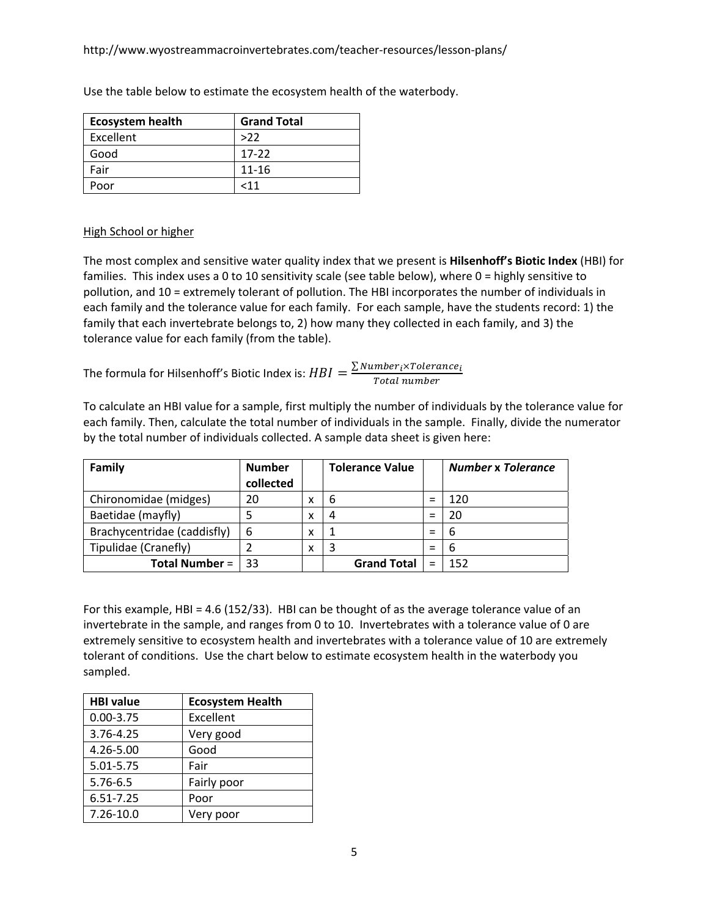http://www.wyostreammacroinvertebrates.com/teacher-resources/lesson-plans/

Use the table below to estimate the ecosystem health of the waterbody.

| Ecosystem health | Grand Total |
|---|---|
| Excellent | >22 |
| Good | 17-22 |
| Fair | 11-16 |
| Poor | <11 |

High School or higher

The most complex and sensitive water quality index that we present is **Hilsenhoff's Biotic Index** (HBI) for families. This index uses a 0 to 10 sensitivity scale (see table below), where 0 = highly sensitive to pollution, and 10 = extremely tolerant of pollution. The HBI incorporates the number of individuals in each family and the tolerance value for each family. For each sample, have the students record: 1) the family that each invertebrate belongs to, 2) how many they collected in each family, and 3) the tolerance value for each family (from the table).

The formula for Hilsenhoff's Biotic Index is: $HBI = \frac{\sum Number_i \times Tolerance_i}{Total\ number}$

To calculate an HBI value for a sample, first multiply the number of individuals by the tolerance value for each family. Then, calculate the total number of individuals in the sample. Finally, divide the numerator by the total number of individuals collected. A sample data sheet is given here:

| Family | Number collected | | Tolerance Value | | *Number* x *Tolerance* |
|---|---|---|---|---|---|
| Chironomidae (midges) | 20 | x | 6 | = | 120 |
| Baetidae (mayfly) | 5 | x | 4 | = | 20 |
| Brachycentridae (caddisfly) | 6 | x | 1 | = | 6 |
| Tipulidae (Cranefly) | 2 | x | 3 | = | 6 |
| **Total Number** = | 33 | | **Grand Total** | = | 152 |

For this example, HBI = 4.6 (152/33). HBI can be thought of as the average tolerance value of an invertebrate in the sample, and ranges from 0 to 10. Invertebrates with a tolerance value of 0 are extremely sensitive to ecosystem health and invertebrates with a tolerance value of 10 are extremely tolerant of conditions. Use the chart below to estimate ecosystem health in the waterbody you sampled.

| HBI value | Ecosystem Health |
|---|---|
| 0.00-3.75 | Excellent |
| 3.76-4.25 | Very good |
| 4.26-5.00 | Good |
| 5.01-5.75 | Fair |
| 5.76-6.5 | Fairly poor |
| 6.51-7.25 | Poor |
| 7.26-10.0 | Very poor |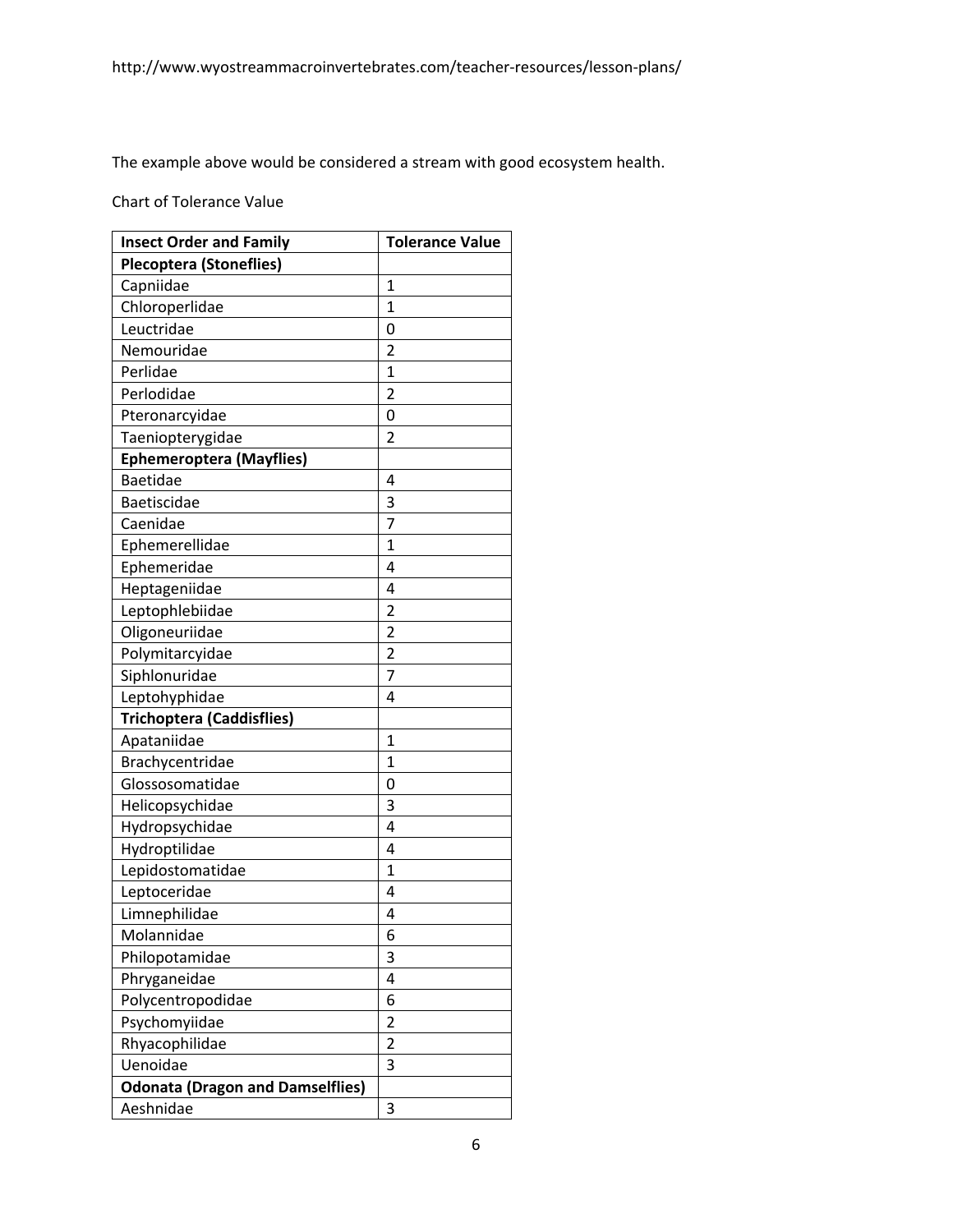http://www.wyostreammacroinvertebrates.com/teacher-resources/lesson-plans/

The example above would be considered a stream with good ecosystem health.

Chart of Tolerance Value

| Insect Order and Family | Tolerance Value |
|---|---|
| **Plecoptera (Stoneflies)** | |
| Capniidae | 1 |
| Chloroperlidae | 1 |
| Leuctridae | 0 |
| Nemouridae | 2 |
| Perlidae | 1 |
| Perlodidae | 2 |
| Pteronarcyidae | 0 |
| Taeniopterygidae | 2 |
| **Ephemeroptera (Mayflies)** | |
| Baetidae | 4 |
| Baetiscidae | 3 |
| Caenidae | 7 |
| Ephemerellidae | 1 |
| Ephemeridae | 4 |
| Heptageniidae | 4 |
| Leptophlebiidae | 2 |
| Oligoneuriidae | 2 |
| Polymitarcyidae | 2 |
| Siphlonuridae | 7 |
| Leptohyphidae | 4 |
| **Trichoptera (Caddisflies)** | |
| Apataniidae | 1 |
| Brachycentridae | 1 |
| Glossosomatidae | 0 |
| Helicopsychidae | 3 |
| Hydropsychidae | 4 |
| Hydroptilidae | 4 |
| Lepidostomatidae | 1 |
| Leptoceridae | 4 |
| Limnephilidae | 4 |
| Molannidae | 6 |
| Philopotamidae | 3 |
| Phryganeidae | 4 |
| Polycentropodidae | 6 |
| Psychomyiidae | 2 |
| Rhyacophilidae | 2 |
| Uenoidae | 3 |
| **Odonata (Dragon and Damselflies)** | |
| Aeshnidae | 3 |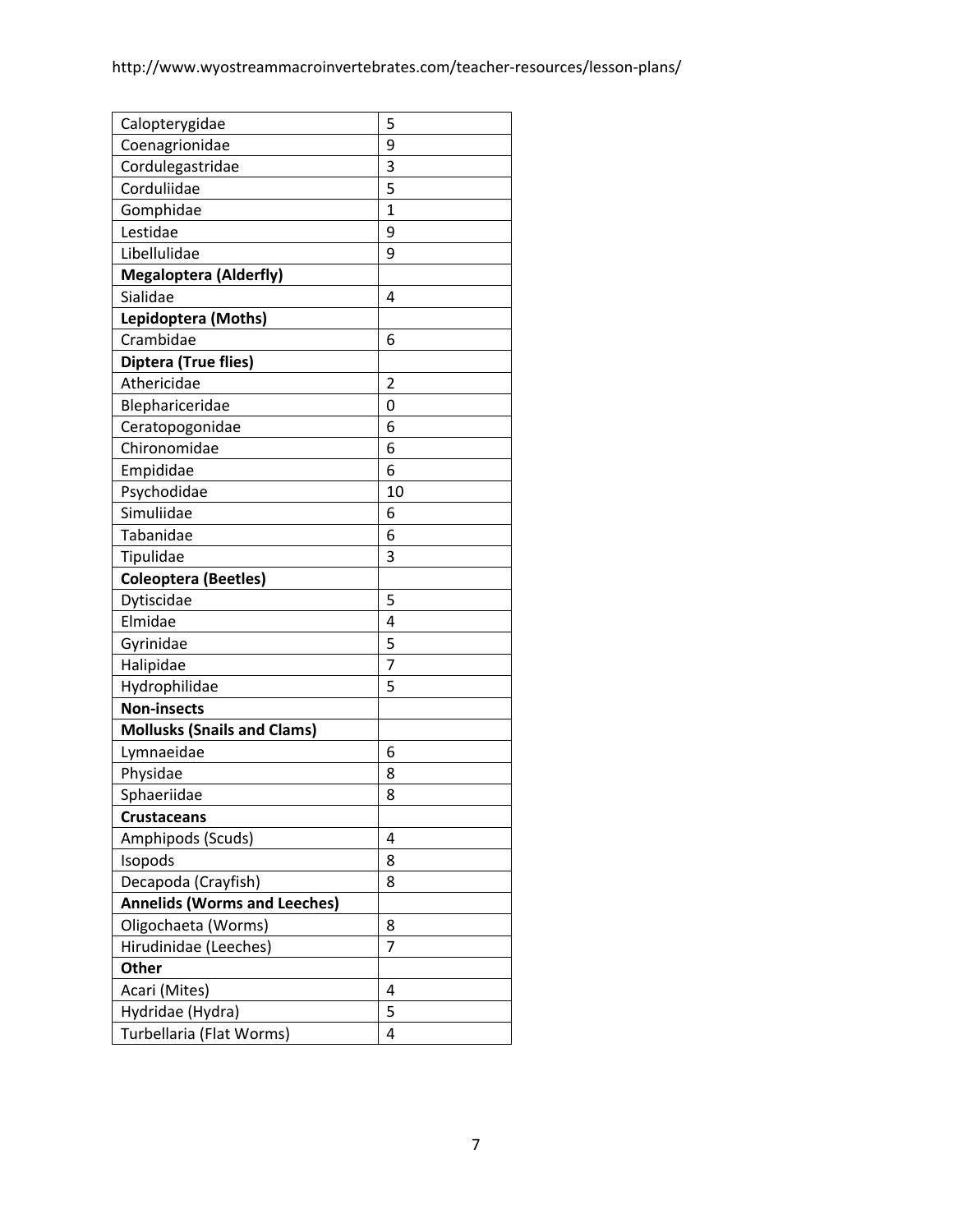http://www.wyostreammacroinvertebrates.com/teacher-resources/lesson-plans/

| | |
|---|---|
| Calopterygidae | 5 |
| Coenagrionidae | 9 |
| Cordulegastridae | 3 |
| Corduliidae | 5 |
| Gomphidae | 1 |
| Lestidae | 9 |
| Libellulidae | 9 |
| **Megaloptera (Alderfly)** | |
| Sialidae | 4 |
| **Lepidoptera (Moths)** | |
| Crambidae | 6 |
| **Diptera (True flies)** | |
| Athericidae | 2 |
| Blephariceridae | 0 |
| Ceratopogonidae | 6 |
| Chironomidae | 6 |
| Empididae | 6 |
| Psychodidae | 10 |
| Simuliidae | 6 |
| Tabanidae | 6 |
| Tipulidae | 3 |
| **Coleoptera (Beetles)** | |
| Dytiscidae | 5 |
| Elmidae | 4 |
| Gyrinidae | 5 |
| Halipidae | 7 |
| Hydrophilidae | 5 |
| **Non-insects** | |
| **Mollusks (Snails and Clams)** | |
| Lymnaeidae | 6 |
| Physidae | 8 |
| Sphaeriidae | 8 |
| **Crustaceans** | |
| Amphipods (Scuds) | 4 |
| Isopods | 8 |
| Decapoda (Crayfish) | 8 |
| **Annelids (Worms and Leeches)** | |
| Oligochaeta (Worms) | 8 |
| Hirudinidae (Leeches) | 7 |
| **Other** | |
| Acari (Mites) | 4 |
| Hydridae (Hydra) | 5 |
| Turbellaria (Flat Worms) | 4 |